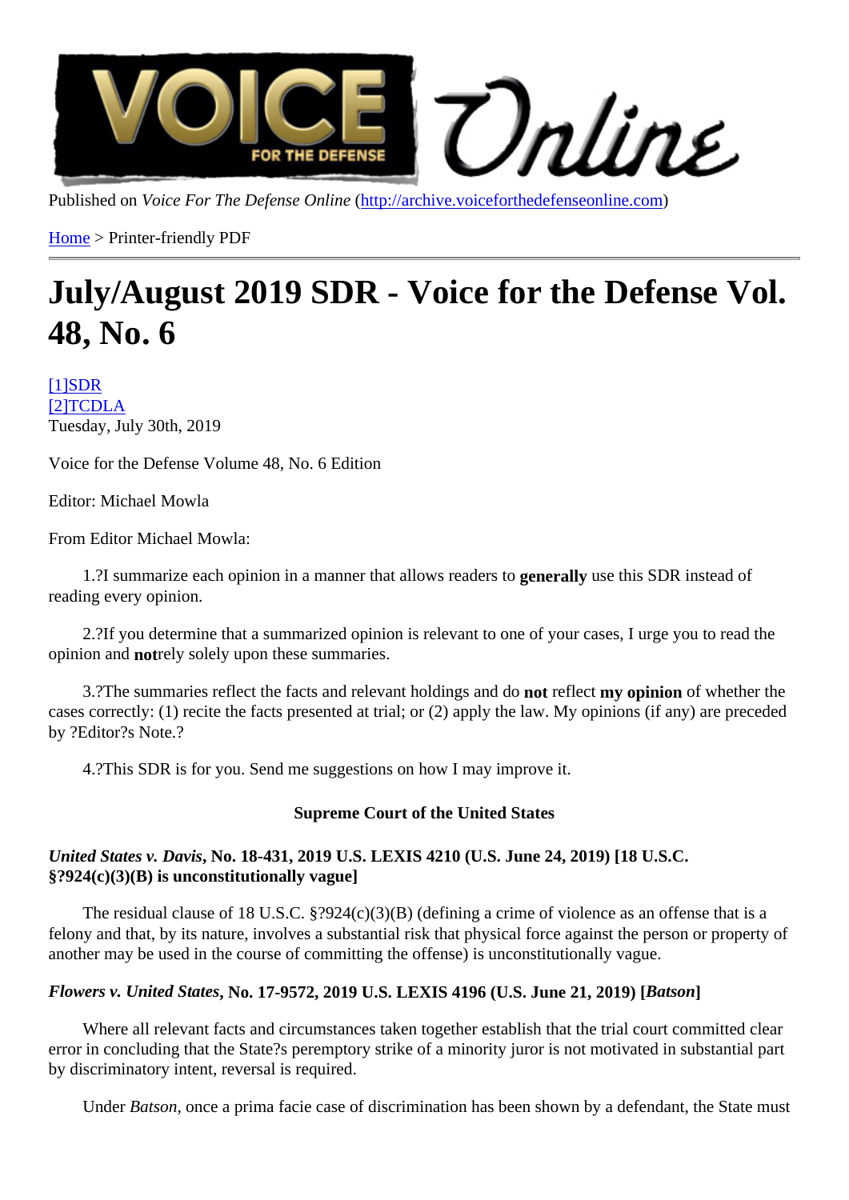Published on *Voice For The Defense Online* (http://archive.voiceforthedefenseonline.com)

Home > Printer-friendly PDF

# July/August 2019 SDR - Voice for the Defense Vol. 48, No. 6

[1]SDR
[2]TCDLA
Tuesday, July 30th, 2019

Voice for the Defense Volume 48, No. 6 Edition

Editor: Michael Mowla

From Editor Michael Mowla:

1.?I summarize each opinion in a manner that allows readers to **generally** use this SDR instead of reading every opinion.

2.?If you determine that a summarized opinion is relevant to one of your cases, I urge you to read the opinion and **not**rely solely upon these summaries.

3.?The summaries reflect the facts and relevant holdings and do **not** reflect **my opinion** of whether the cases correctly: (1) recite the facts presented at trial; or (2) apply the law. My opinions (if any) are preceded by ?Editor?s Note.?

4.?This SDR is for you. Send me suggestions on how I may improve it.

**Supreme Court of the United States**

***United States v. Davis*, No. 18-431, 2019 U.S. LEXIS 4210 (U.S. June 24, 2019) [18 U.S.C. §?924(c)(3)(B) is unconstitutionally vague]**

The residual clause of 18 U.S.C. §?924(c)(3)(B) (defining a crime of violence as an offense that is a felony and that, by its nature, involves a substantial risk that physical force against the person or property of another may be used in the course of committing the offense) is unconstitutionally vague.

***Flowers v. United States*, No. 17-9572, 2019 U.S. LEXIS 4196 (U.S. June 21, 2019) [*Batson*]**

Where all relevant facts and circumstances taken together establish that the trial court committed clear error in concluding that the State?s peremptory strike of a minority juror is not motivated in substantial part by discriminatory intent, reversal is required.

Under *Batson*, once a prima facie case of discrimination has been shown by a defendant, the State must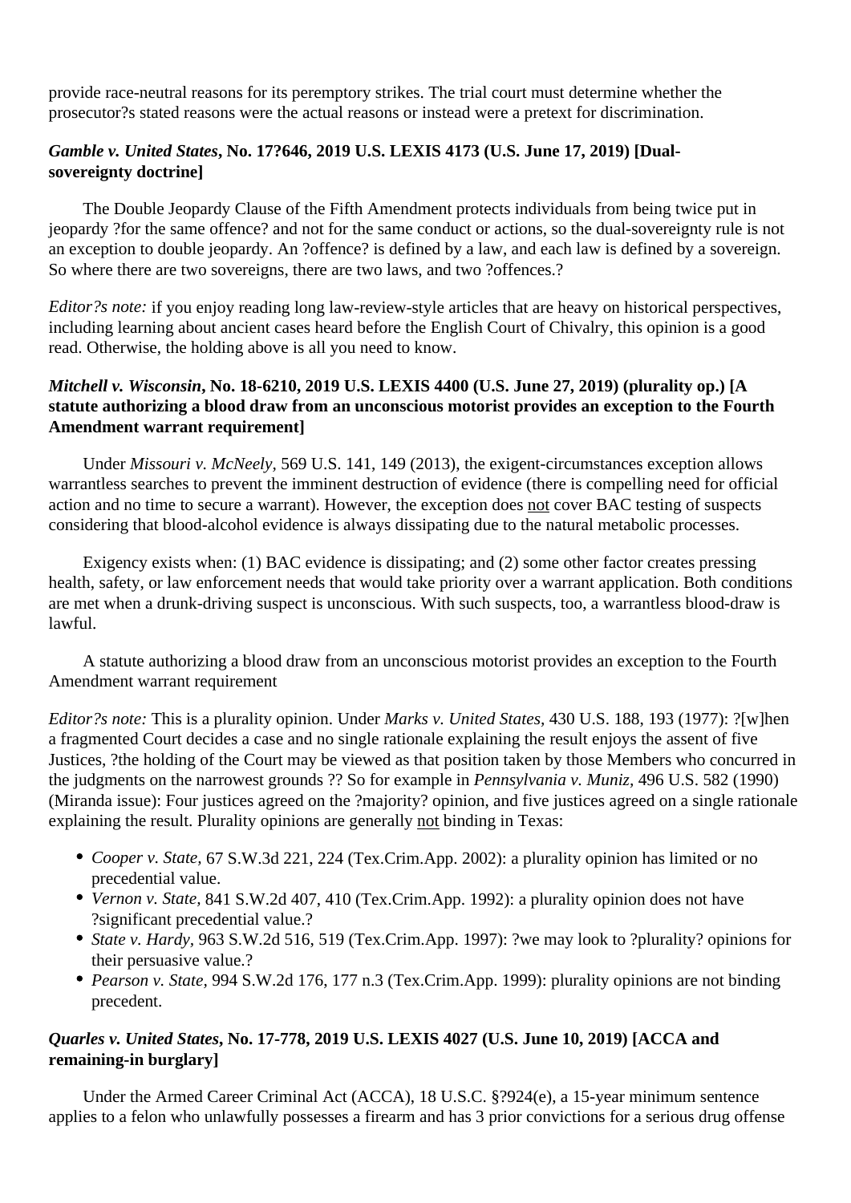provide race-neutral reasons for its peremptory strikes. The trial court must determine whether the prosecutor?s stated reasons were the actual reasons or instead were a pretext for discrimination.

### *Gamble v. United States*, No. 17?646, 2019 U.S. LEXIS 4173 (U.S. June 17, 2019) [Dual-sovereignty doctrine]

The Double Jeopardy Clause of the Fifth Amendment protects individuals from being twice put in jeopardy ?for the same offence? and not for the same conduct or actions, so the dual-sovereignty rule is not an exception to double jeopardy. An ?offence? is defined by a law, and each law is defined by a sovereign. So where there are two sovereigns, there are two laws, and two ?offences.?

*Editor?s note:* if you enjoy reading long law-review-style articles that are heavy on historical perspectives, including learning about ancient cases heard before the English Court of Chivalry, this opinion is a good read. Otherwise, the holding above is all you need to know.

### *Mitchell v. Wisconsin*, No. 18-6210, 2019 U.S. LEXIS 4400 (U.S. June 27, 2019) (plurality op.) [A statute authorizing a blood draw from an unconscious motorist provides an exception to the Fourth Amendment warrant requirement]

Under *Missouri v. McNeely*, 569 U.S. 141, 149 (2013), the exigent-circumstances exception allows warrantless searches to prevent the imminent destruction of evidence (there is compelling need for official action and no time to secure a warrant). However, the exception does <u>not</u> cover BAC testing of suspects considering that blood-alcohol evidence is always dissipating due to the natural metabolic processes.

Exigency exists when: (1) BAC evidence is dissipating; and (2) some other factor creates pressing health, safety, or law enforcement needs that would take priority over a warrant application. Both conditions are met when a drunk-driving suspect is unconscious. With such suspects, too, a warrantless blood-draw is lawful.

A statute authorizing a blood draw from an unconscious motorist provides an exception to the Fourth Amendment warrant requirement

*Editor?s note:* This is a plurality opinion. Under *Marks v. United States*, 430 U.S. 188, 193 (1977): ?[w]hen a fragmented Court decides a case and no single rationale explaining the result enjoys the assent of five Justices, ?the holding of the Court may be viewed as that position taken by those Members who concurred in the judgments on the narrowest grounds ?? So for example in *Pennsylvania v. Muniz*, 496 U.S. 582 (1990) (Miranda issue): Four justices agreed on the ?majority? opinion, and five justices agreed on a single rationale explaining the result. Plurality opinions are generally <u>not</u> binding in Texas:

- *Cooper v. State*, 67 S.W.3d 221, 224 (Tex.Crim.App. 2002): a plurality opinion has limited or no precedential value.
- *Vernon v. State*, 841 S.W.2d 407, 410 (Tex.Crim.App. 1992): a plurality opinion does not have ?significant precedential value.?
- *State v. Hardy*, 963 S.W.2d 516, 519 (Tex.Crim.App. 1997): ?we may look to ?plurality? opinions for their persuasive value.?
- *Pearson v. State*, 994 S.W.2d 176, 177 n.3 (Tex.Crim.App. 1999): plurality opinions are not binding precedent.

### *Quarles v. United States*, No. 17-778, 2019 U.S. LEXIS 4027 (U.S. June 10, 2019) [ACCA and remaining-in burglary]

Under the Armed Career Criminal Act (ACCA), 18 U.S.C. §?924(e), a 15-year minimum sentence applies to a felon who unlawfully possesses a firearm and has 3 prior convictions for a serious drug offense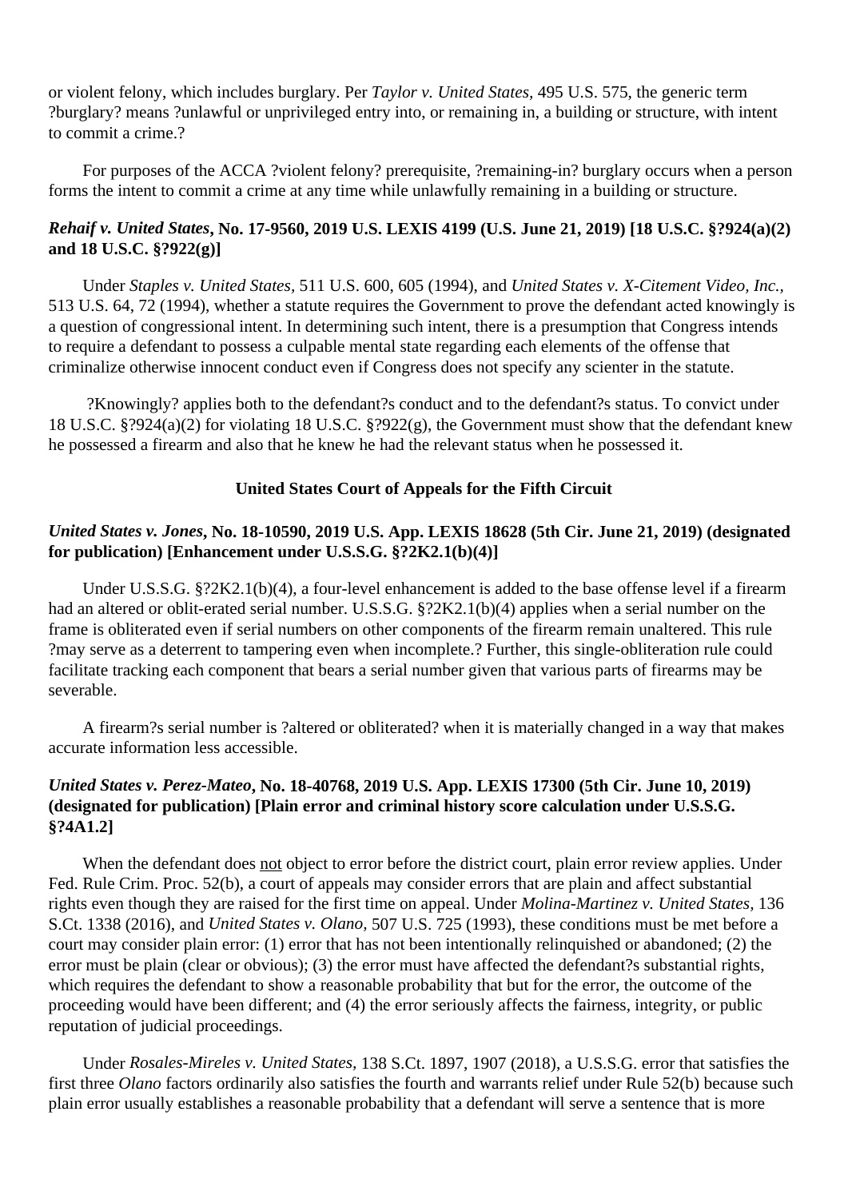or violent felony, which includes burglary. Per *Taylor v. United States,* 495 U.S. 575, the generic term ?burglary? means ?unlawful or unprivileged entry into, or remaining in, a building or structure, with intent to commit a crime.?

For purposes of the ACCA ?violent felony? prerequisite, ?remaining-in? burglary occurs when a person forms the intent to commit a crime at any time while unlawfully remaining in a building or structure.

### *Rehaif v. United States*, No. 17-9560, 2019 U.S. LEXIS 4199 (U.S. June 21, 2019) [18 U.S.C. §?924(a)(2) and 18 U.S.C. §?922(g)]

Under *Staples v. United States,* 511 U.S. 600, 605 (1994), and *United States v. X-Citement Video, Inc.,* 513 U.S. 64, 72 (1994), whether a statute requires the Government to prove the defendant acted knowingly is a question of congressional intent. In determining such intent, there is a presumption that Congress intends to require a defendant to possess a culpable mental state regarding each elements of the offense that criminalize otherwise innocent conduct even if Congress does not specify any scienter in the statute.

?Knowingly? applies both to the defendant?s conduct and to the defendant?s status. To convict under 18 U.S.C. §?924(a)(2) for violating 18 U.S.C. §?922(g), the Government must show that the defendant knew he possessed a firearm and also that he knew he had the relevant status when he possessed it.

## United States Court of Appeals for the Fifth Circuit

### *United States v. Jones*, No. 18-10590, 2019 U.S. App. LEXIS 18628 (5th Cir. June 21, 2019) (designated for publication) [Enhancement under U.S.S.G. §?2K2.1(b)(4)]

Under U.S.S.G. §?2K2.1(b)(4), a four-level enhancement is added to the base offense level if a firearm had an altered or oblit-erated serial number. U.S.S.G. §?2K2.1(b)(4) applies when a serial number on the frame is obliterated even if serial numbers on other components of the firearm remain unaltered. This rule ?may serve as a deterrent to tampering even when incomplete.? Further, this single-obliteration rule could facilitate tracking each component that bears a serial number given that various parts of firearms may be severable.

A firearm?s serial number is ?altered or obliterated? when it is materially changed in a way that makes accurate information less accessible.

### *United States v. Perez-Mateo*, No. 18-40768, 2019 U.S. App. LEXIS 17300 (5th Cir. June 10, 2019) (designated for publication) [Plain error and criminal history score calculation under U.S.S.G. §?4A1.2]

When the defendant does <u>not</u> object to error before the district court, plain error review applies. Under Fed. Rule Crim. Proc. 52(b), a court of appeals may consider errors that are plain and affect substantial rights even though they are raised for the first time on appeal. Under *Molina-Martinez v. United States,* 136 S.Ct. 1338 (2016), and *United States v. Olano,* 507 U.S. 725 (1993), these conditions must be met before a court may consider plain error: (1) error that has not been intentionally relinquished or abandoned; (2) the error must be plain (clear or obvious); (3) the error must have affected the defendant?s substantial rights, which requires the defendant to show a reasonable probability that but for the error, the outcome of the proceeding would have been different; and (4) the error seriously affects the fairness, integrity, or public reputation of judicial proceedings.

Under *Rosales-Mireles v. United States,* 138 S.Ct. 1897, 1907 (2018), a U.S.S.G. error that satisfies the first three *Olano* factors ordinarily also satisfies the fourth and warrants relief under Rule 52(b) because such plain error usually establishes a reasonable probability that a defendant will serve a sentence that is more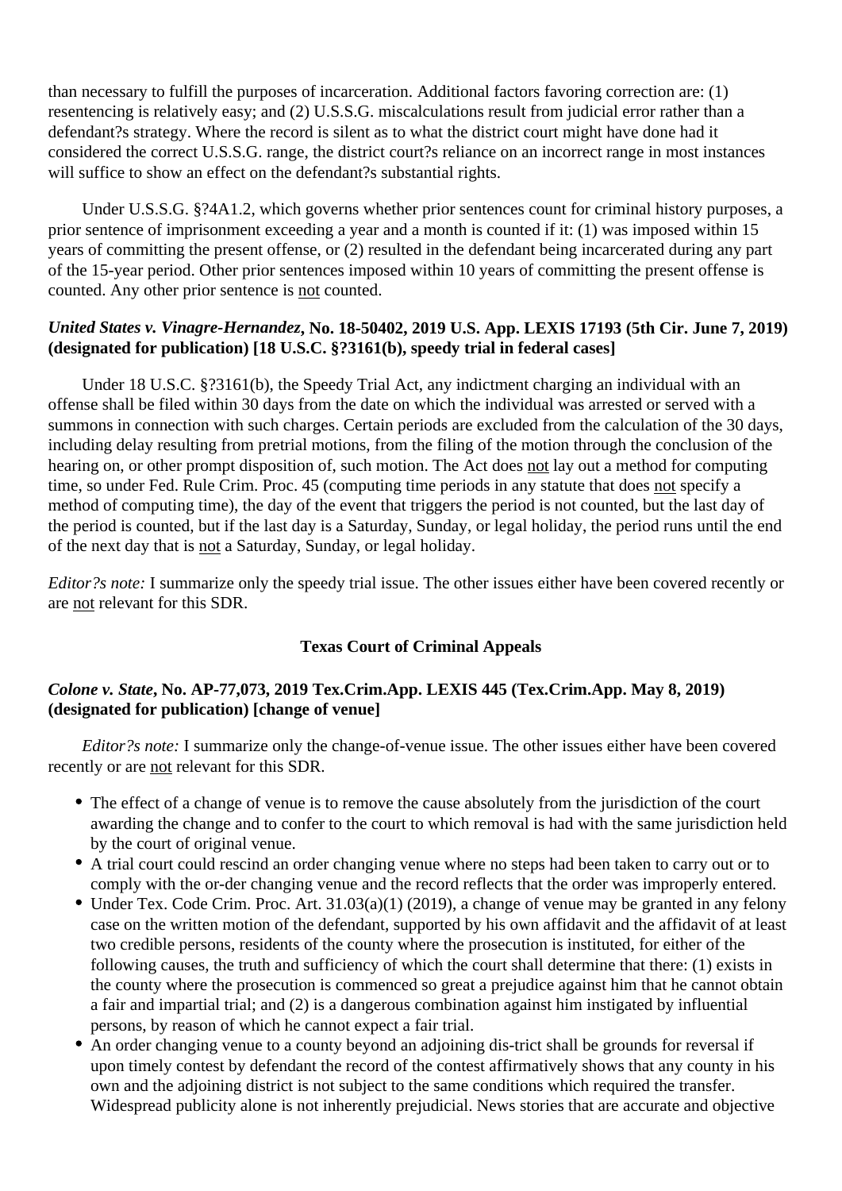than necessary to fulfill the purposes of incarceration. Additional factors favoring correction are: (1) resentencing is relatively easy; and (2) U.S.S.G. miscalculations result from judicial error rather than a defendant?s strategy. Where the record is silent as to what the district court might have done had it considered the correct U.S.S.G. range, the district court?s reliance on an incorrect range in most instances will suffice to show an effect on the defendant?s substantial rights.

Under U.S.S.G. §?4A1.2, which governs whether prior sentences count for criminal history purposes, a prior sentence of imprisonment exceeding a year and a month is counted if it: (1) was imposed within 15 years of committing the present offense, or (2) resulted in the defendant being incarcerated during any part of the 15-year period. Other prior sentences imposed within 10 years of committing the present offense is counted. Any other prior sentence is not counted.

***United States v. Vinagre-Hernandez*, No. 18-50402, 2019 U.S. App. LEXIS 17193 (5th Cir. June 7, 2019) (designated for publication) [18 U.S.C. §?3161(b), speedy trial in federal cases]**

Under 18 U.S.C. §?3161(b), the Speedy Trial Act, any indictment charging an individual with an offense shall be filed within 30 days from the date on which the individual was arrested or served with a summons in connection with such charges. Certain periods are excluded from the calculation of the 30 days, including delay resulting from pretrial motions, from the filing of the motion through the conclusion of the hearing on, or other prompt disposition of, such motion. The Act does not lay out a method for computing time, so under Fed. Rule Crim. Proc. 45 (computing time periods in any statute that does not specify a method of computing time), the day of the event that triggers the period is not counted, but the last day of the period is counted, but if the last day is a Saturday, Sunday, or legal holiday, the period runs until the end of the next day that is not a Saturday, Sunday, or legal holiday.

*Editor?s note:* I summarize only the speedy trial issue. The other issues either have been covered recently or are not relevant for this SDR.

## Texas Court of Criminal Appeals

***Colone v. State*, No. AP-77,073, 2019 Tex.Crim.App. LEXIS 445 (Tex.Crim.App. May 8, 2019) (designated for publication) [change of venue]**

*Editor?s note:* I summarize only the change-of-venue issue. The other issues either have been covered recently or are not relevant for this SDR.

- The effect of a change of venue is to remove the cause absolutely from the jurisdiction of the court awarding the change and to confer to the court to which removal is had with the same jurisdiction held by the court of original venue.
- A trial court could rescind an order changing venue where no steps had been taken to carry out or to comply with the or-der changing venue and the record reflects that the order was improperly entered.
- Under Tex. Code Crim. Proc. Art. 31.03(a)(1) (2019), a change of venue may be granted in any felony case on the written motion of the defendant, supported by his own affidavit and the affidavit of at least two credible persons, residents of the county where the prosecution is instituted, for either of the following causes, the truth and sufficiency of which the court shall determine that there: (1) exists in the county where the prosecution is commenced so great a prejudice against him that he cannot obtain a fair and impartial trial; and (2) is a dangerous combination against him instigated by influential persons, by reason of which he cannot expect a fair trial.
- An order changing venue to a county beyond an adjoining dis-trict shall be grounds for reversal if upon timely contest by defendant the record of the contest affirmatively shows that any county in his own and the adjoining district is not subject to the same conditions which required the transfer. Widespread publicity alone is not inherently prejudicial. News stories that are accurate and objective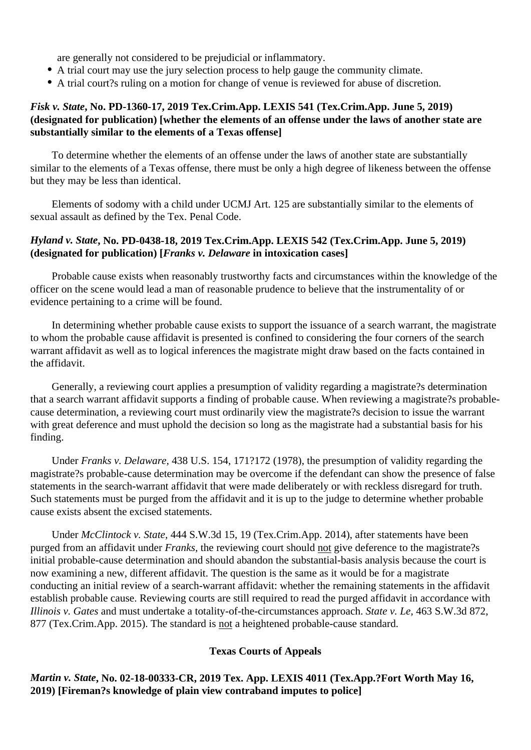are generally not considered to be prejudicial or inflammatory.

- A trial court may use the jury selection process to help gauge the community climate.
- A trial court?s ruling on a motion for change of venue is reviewed for abuse of discretion.

***Fisk v. State*, No. PD-1360-17, 2019 Tex.Crim.App. LEXIS 541 (Tex.Crim.App. June 5, 2019) (designated for publication) [whether the elements of an offense under the laws of another state are substantially similar to the elements of a Texas offense]**

To determine whether the elements of an offense under the laws of another state are substantially similar to the elements of a Texas offense, there must be only a high degree of likeness between the offense but they may be less than identical.

Elements of sodomy with a child under UCMJ Art. 125 are substantially similar to the elements of sexual assault as defined by the Tex. Penal Code.

***Hyland v. State*, No. PD-0438-18, 2019 Tex.Crim.App. LEXIS 542 (Tex.Crim.App. June 5, 2019) (designated for publication) [*Franks v. Delaware* in intoxication cases]**

Probable cause exists when reasonably trustworthy facts and circumstances within the knowledge of the officer on the scene would lead a man of reasonable prudence to believe that the instrumentality of or evidence pertaining to a crime will be found.

In determining whether probable cause exists to support the issuance of a search warrant, the magistrate to whom the probable cause affidavit is presented is confined to considering the four corners of the search warrant affidavit as well as to logical inferences the magistrate might draw based on the facts contained in the affidavit.

Generally, a reviewing court applies a presumption of validity regarding a magistrate?s determination that a search warrant affidavit supports a finding of probable cause. When reviewing a magistrate?s probable-cause determination, a reviewing court must ordinarily view the magistrate?s decision to issue the warrant with great deference and must uphold the decision so long as the magistrate had a substantial basis for his finding.

Under *Franks v. Delaware,* 438 U.S. 154, 171?172 (1978), the presumption of validity regarding the magistrate?s probable-cause determination may be overcome if the defendant can show the presence of false statements in the search-warrant affidavit that were made deliberately or with reckless disregard for truth. Such statements must be purged from the affidavit and it is up to the judge to determine whether probable cause exists absent the excised statements.

Under *McClintock v. State,* 444 S.W.3d 15, 19 (Tex.Crim.App. 2014), after statements have been purged from an affidavit under *Franks,* the reviewing court should <u>not</u> give deference to the magistrate?s initial probable-cause determination and should abandon the substantial-basis analysis because the court is now examining a new, different affidavit. The question is the same as it would be for a magistrate conducting an initial review of a search-warrant affidavit: whether the remaining statements in the affidavit establish probable cause. Reviewing courts are still required to read the purged affidavit in accordance with *Illinois v. Gates* and must undertake a totality-of-the-circumstances approach. *State v. Le,* 463 S.W.3d 872, 877 (Tex.Crim.App. 2015). The standard is <u>not</u> a heightened probable-cause standard.

## Texas Courts of Appeals

***Martin v. State*, No. 02-18-00333-CR, 2019 Tex. App. LEXIS 4011 (Tex.App.?Fort Worth May 16, 2019) [Fireman?s knowledge of plain view contraband imputes to police]**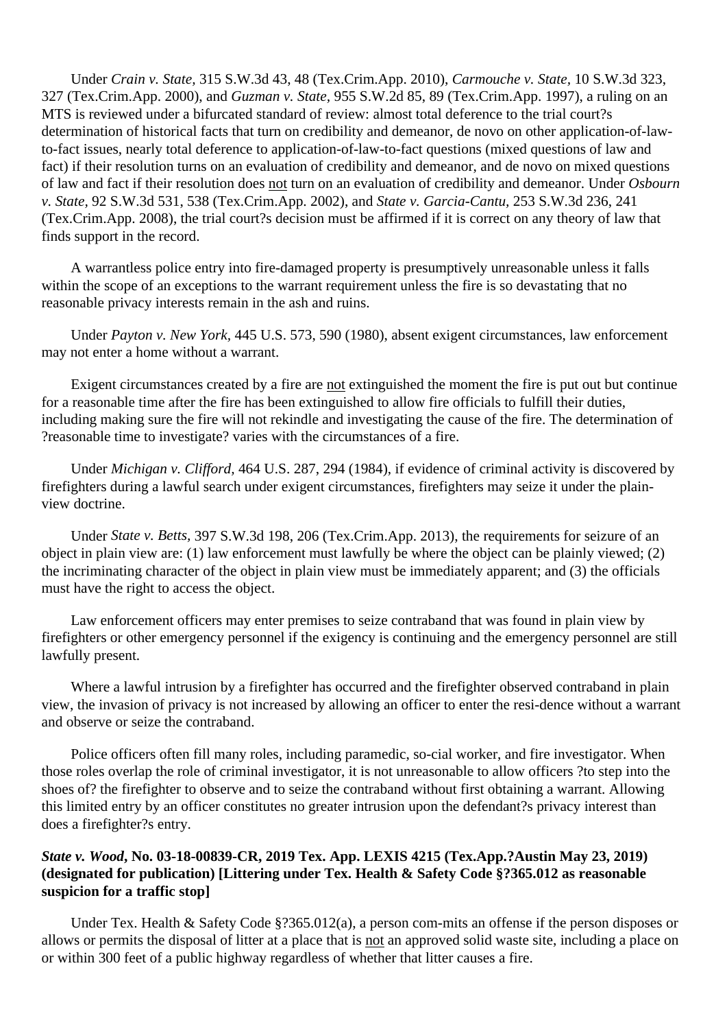Under *Crain v. State,* 315 S.W.3d 43, 48 (Tex.Crim.App. 2010), *Carmouche v. State,* 10 S.W.3d 323, 327 (Tex.Crim.App. 2000), and *Guzman v. State,* 955 S.W.2d 85, 89 (Tex.Crim.App. 1997), a ruling on an MTS is reviewed under a bifurcated standard of review: almost total deference to the trial court?s determination of historical facts that turn on credibility and demeanor, de novo on other application-of-law-to-fact issues, nearly total deference to application-of-law-to-fact questions (mixed questions of law and fact) if their resolution turns on an evaluation of credibility and demeanor, and de novo on mixed questions of law and fact if their resolution does not turn on an evaluation of credibility and demeanor. Under *Osbourn v. State,* 92 S.W.3d 531, 538 (Tex.Crim.App. 2002), and *State v. Garcia-Cantu,* 253 S.W.3d 236, 241 (Tex.Crim.App. 2008), the trial court?s decision must be affirmed if it is correct on any theory of law that finds support in the record.

A warrantless police entry into fire-damaged property is presumptively unreasonable unless it falls within the scope of an exceptions to the warrant requirement unless the fire is so devastating that no reasonable privacy interests remain in the ash and ruins.

Under *Payton v. New York,* 445 U.S. 573, 590 (1980), absent exigent circumstances, law enforcement may not enter a home without a warrant.

Exigent circumstances created by a fire are not extinguished the moment the fire is put out but continue for a reasonable time after the fire has been extinguished to allow fire officials to fulfill their duties, including making sure the fire will not rekindle and investigating the cause of the fire. The determination of ?reasonable time to investigate? varies with the circumstances of a fire.

Under *Michigan v. Clifford,* 464 U.S. 287, 294 (1984), if evidence of criminal activity is discovered by firefighters during a lawful search under exigent circumstances, firefighters may seize it under the plain-view doctrine.

Under *State v. Betts,* 397 S.W.3d 198, 206 (Tex.Crim.App. 2013), the requirements for seizure of an object in plain view are: (1) law enforcement must lawfully be where the object can be plainly viewed; (2) the incriminating character of the object in plain view must be immediately apparent; and (3) the officials must have the right to access the object.

Law enforcement officers may enter premises to seize contraband that was found in plain view by firefighters or other emergency personnel if the exigency is continuing and the emergency personnel are still lawfully present.

Where a lawful intrusion by a firefighter has occurred and the firefighter observed contraband in plain view, the invasion of privacy is not increased by allowing an officer to enter the resi-dence without a warrant and observe or seize the contraband.

Police officers often fill many roles, including paramedic, so-cial worker, and fire investigator. When those roles overlap the role of criminal investigator, it is not unreasonable to allow officers ?to step into the shoes of? the firefighter to observe and to seize the contraband without first obtaining a warrant. Allowing this limited entry by an officer constitutes no greater intrusion upon the defendant?s privacy interest than does a firefighter?s entry.

***State v. Wood*, No. 03-18-00839-CR, 2019 Tex. App. LEXIS 4215 (Tex.App.?Austin May 23, 2019) (designated for publication) [Littering under Tex. Health & Safety Code §?365.012 as reasonable suspicion for a traffic stop]**

Under Tex. Health & Safety Code §?365.012(a), a person com-mits an offense if the person disposes or allows or permits the disposal of litter at a place that is not an approved solid waste site, including a place on or within 300 feet of a public highway regardless of whether that litter causes a fire.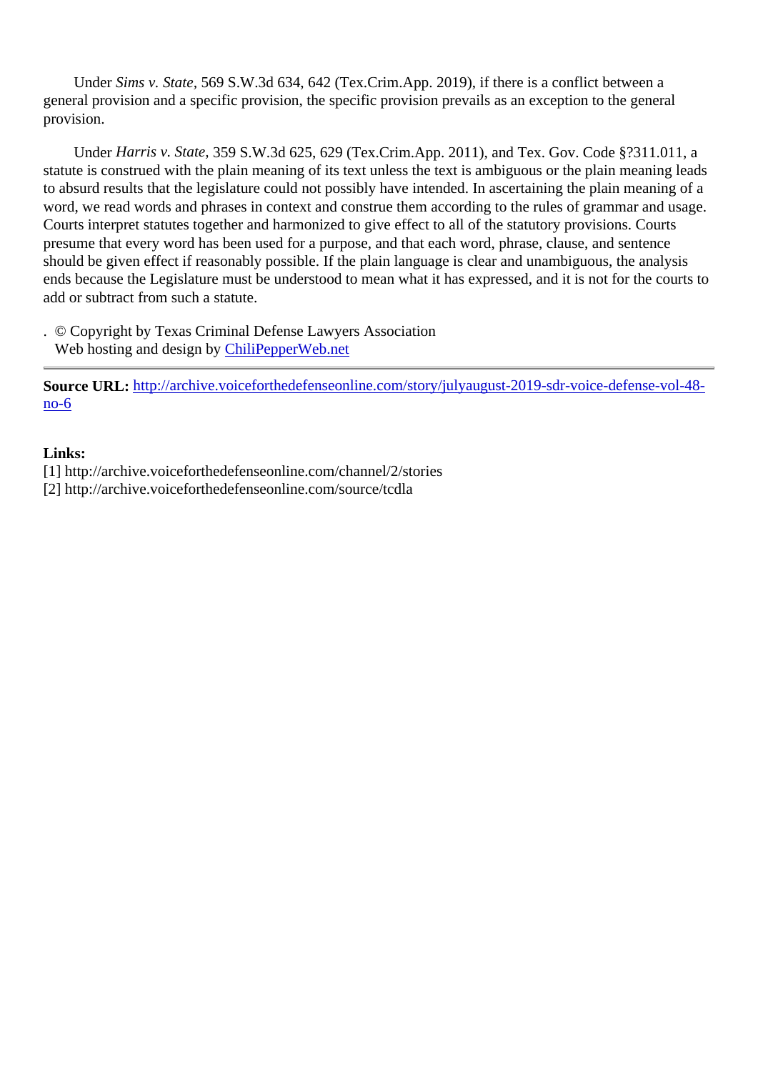Under *Sims v. State*, 569 S.W.3d 634, 642 (Tex.Crim.App. 2019), if there is a conflict between a general provision and a specific provision, the specific provision prevails as an exception to the general provision.

Under *Harris v. State*, 359 S.W.3d 625, 629 (Tex.Crim.App. 2011), and Tex. Gov. Code §?311.011, a statute is construed with the plain meaning of its text unless the text is ambiguous or the plain meaning leads to absurd results that the legislature could not possibly have intended. In ascertaining the plain meaning of a word, we read words and phrases in context and construe them according to the rules of grammar and usage. Courts interpret statutes together and harmonized to give effect to all of the statutory provisions. Courts presume that every word has been used for a purpose, and that each word, phrase, clause, and sentence should be given effect if reasonably possible. If the plain language is clear and unambiguous, the analysis ends because the Legislature must be understood to mean what it has expressed, and it is not for the courts to add or subtract from such a statute.

. © Copyright by Texas Criminal Defense Lawyers Association
Web hosting and design by ChiliPepperWeb.net

**Source URL:** http://archive.voiceforthedefenseonline.com/story/julyaugust-2019-sdr-voice-defense-vol-48-no-6

**Links:**
[1] http://archive.voiceforthedefenseonline.com/channel/2/stories
[2] http://archive.voiceforthedefenseonline.com/source/tcdla